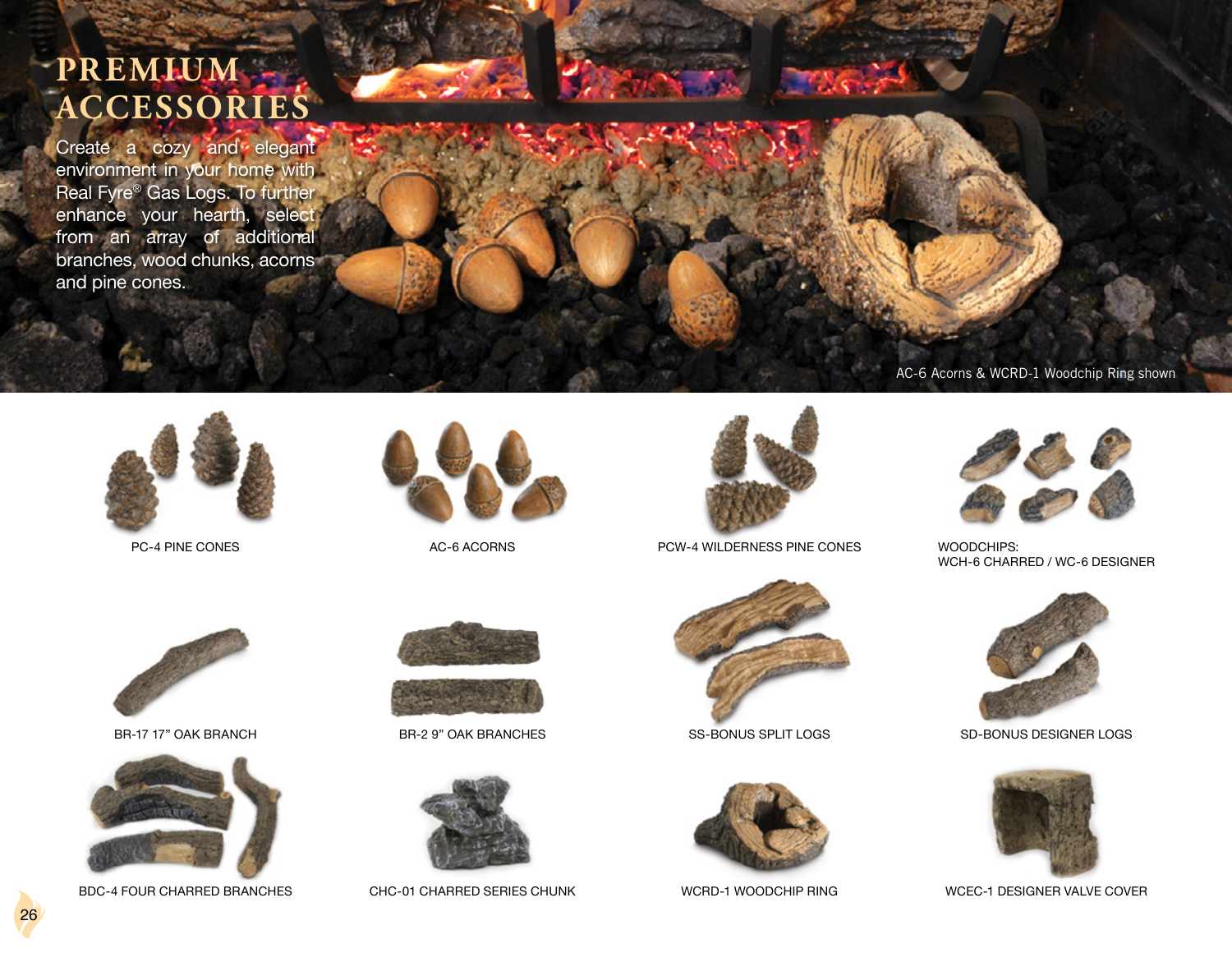# PREMIUM ACCESSORIES

Create a cozy and elegant environment in your home with Real Fyre® Gas Logs. To further enhance your hearth, select from an array of additional branches, wood chunks, acorns and pine cones.

AC-6 Acorns & WCRD-1 Woodchip Ring shown

PC-4 PINE CONES

AC-6 ACORNS

PCW-4 WILDERNESS PINE CONES

WOODCHIPS:
WCH-6 CHARRED / WC-6 DESIGNER

BR-17 17" OAK BRANCH

BR-2 9" OAK BRANCHES

SS-BONUS SPLIT LOGS

SD-BONUS DESIGNER LOGS

BDC-4 FOUR CHARRED BRANCHES

CHC-01 CHARRED SERIES CHUNK

WCRD-1 WOODCHIP RING

WCEC-1 DESIGNER VALVE COVER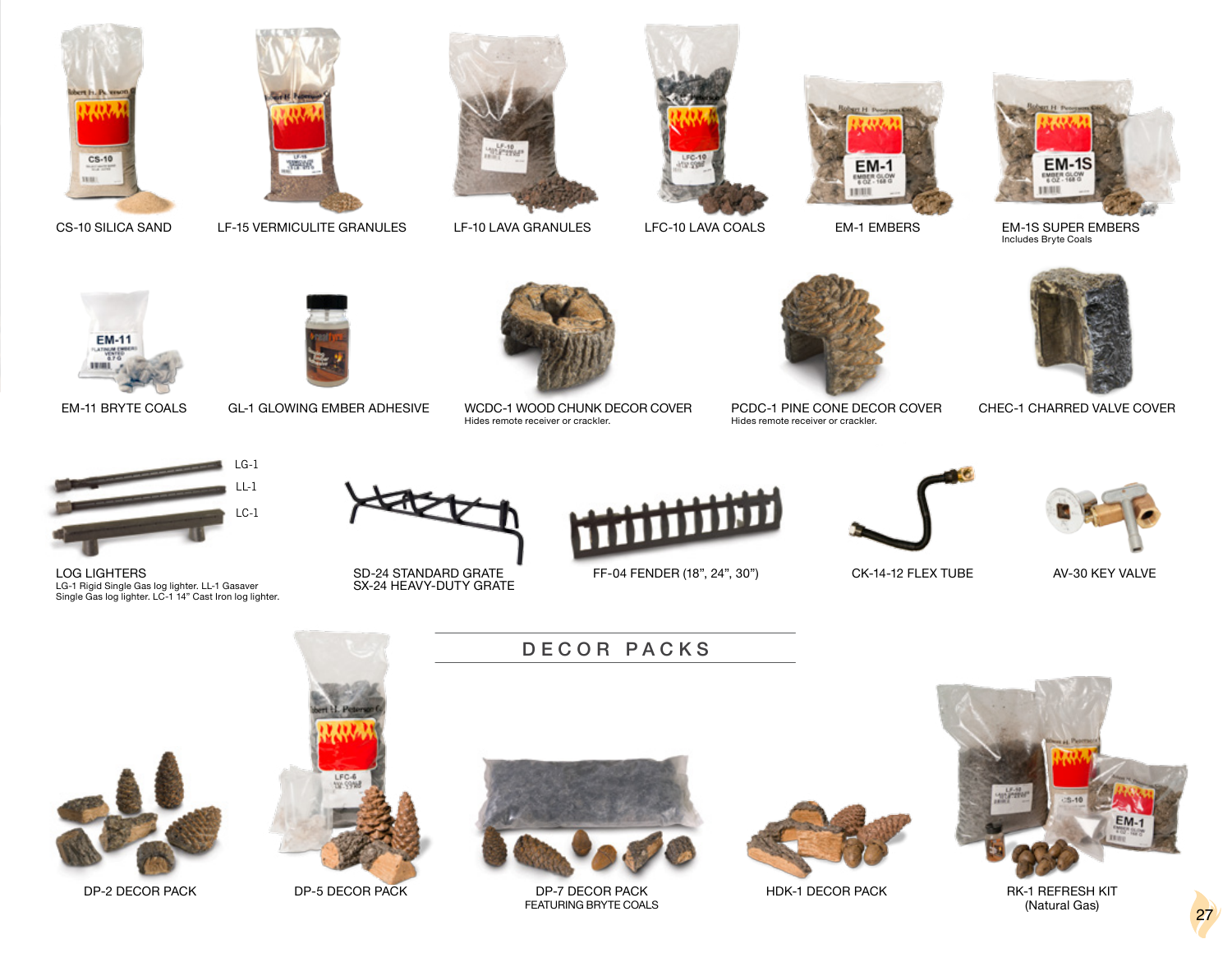CS-10 SILICA SAND

LF-15 VERMICULITE GRANULES

LF-10 LAVA GRANULES

LFC-10 LAVA COALS

EM-1 EMBERS

EM-1S SUPER EMBERS
Includes Bryte Coals

EM-11 BRYTE COALS

GL-1 GLOWING EMBER ADHESIVE

WCDC-1 WOOD CHUNK DECOR COVER
Hides remote receiver or crackler.

PCDC-1 PINE CONE DECOR COVER
Hides remote receiver or crackler.

CHEC-1 CHARRED VALVE COVER

LG-1

LL-1

LC-1

LOG LIGHTERS
LG-1 Rigid Single Gas log lighter. LL-1 Gasaver Single Gas log lighter. LC-1 14" Cast Iron log lighter.

SD-24 STANDARD GRATE
SX-24 HEAVY-DUTY GRATE

FF-04 FENDER (18", 24", 30")

CK-14-12 FLEX TUBE

AV-30 KEY VALVE

## DECOR PACKS

DP-2 DECOR PACK

DP-5 DECOR PACK

DP-7 DECOR PACK
FEATURING BRYTE COALS

HDK-1 DECOR PACK

RK-1 REFRESH KIT
(Natural Gas)